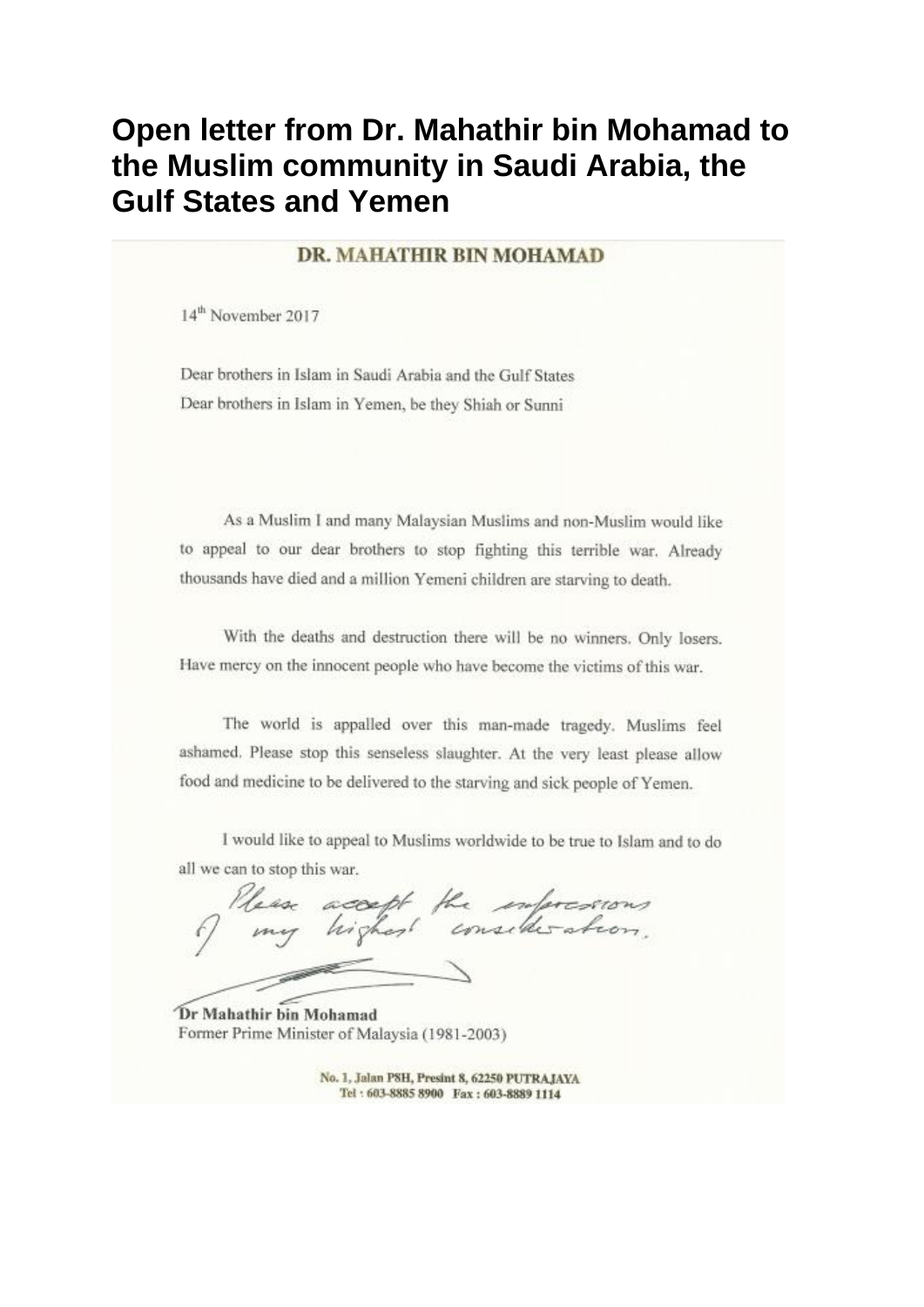# Open letter from Dr. Mahathir bin Mohamad to the Muslim community in Saudi Arabia, the Gulf States and Yemen

**DR. MAHATHIR BIN MOHAMAD**

14th November 2017

Dear brothers in Islam in Saudi Arabia and the Gulf States

Dear brothers in Islam in Yemen, be they Shiah or Sunni

As a Muslim I and many Malaysian Muslims and non-Muslim would like to appeal to our dear brothers to stop fighting this terrible war. Already thousands have died and a million Yemeni children are starving to death.

With the deaths and destruction there will be no winners. Only losers. Have mercy on the innocent people who have become the victims of this war.

The world is appalled over this man-made tragedy. Muslims feel ashamed. Please stop this senseless slaughter. At the very least please allow food and medicine to be delivered to the starving and sick people of Yemen.

I would like to appeal to Muslims worldwide to be true to Islam and to do all we can to stop this war.

*Please accept the expressions of my highest consideration.*

**Dr Mahathir bin Mohamad**

Former Prime Minister of Malaysia (1981-2003)

No. 1, Jalan PSH, Presint 8, 62250 PUTRAJAYA
Tel : 603-8885 8900 Fax : 603-8889 1114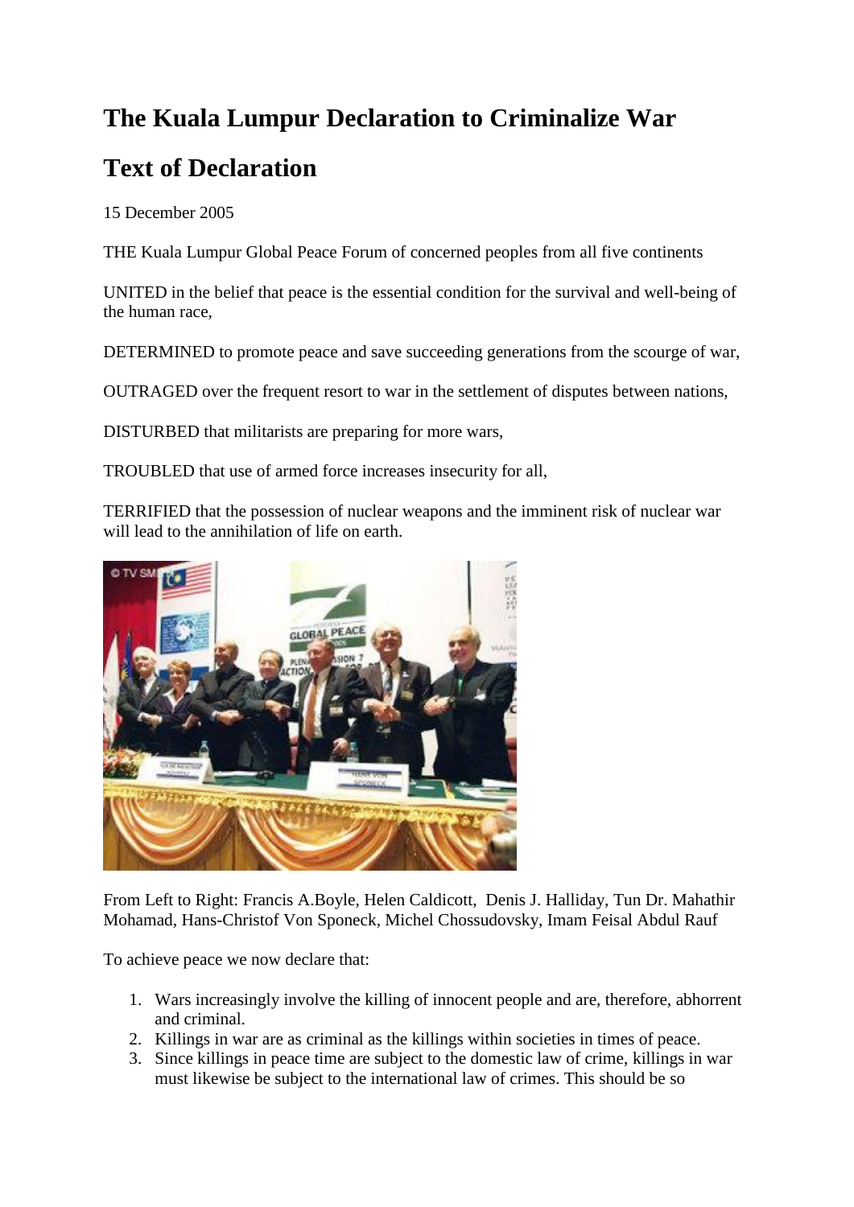# The Kuala Lumpur Declaration to Criminalize War

# Text of Declaration

15 December 2005

THE Kuala Lumpur Global Peace Forum of concerned peoples from all five continents

UNITED in the belief that peace is the essential condition for the survival and well-being of the human race,

DETERMINED to promote peace and save succeeding generations from the scourge of war,

OUTRAGED over the frequent resort to war in the settlement of disputes between nations,

DISTURBED that militarists are preparing for more wars,

TROUBLED that use of armed force increases insecurity for all,

TERRIFIED that the possession of nuclear weapons and the imminent risk of nuclear war will lead to the annihilation of life on earth.

From Left to Right: Francis A.Boyle, Helen Caldicott, Denis J. Halliday, Tun Dr. Mahathir Mohamad, Hans-Christof Von Sponeck, Michel Chossudovsky, Imam Feisal Abdul Rauf

To achieve peace we now declare that:

1. Wars increasingly involve the killing of innocent people and are, therefore, abhorrent and criminal.
2. Killings in war are as criminal as the killings within societies in times of peace.
3. Since killings in peace time are subject to the domestic law of crime, killings in war must likewise be subject to the international law of crimes. This should be so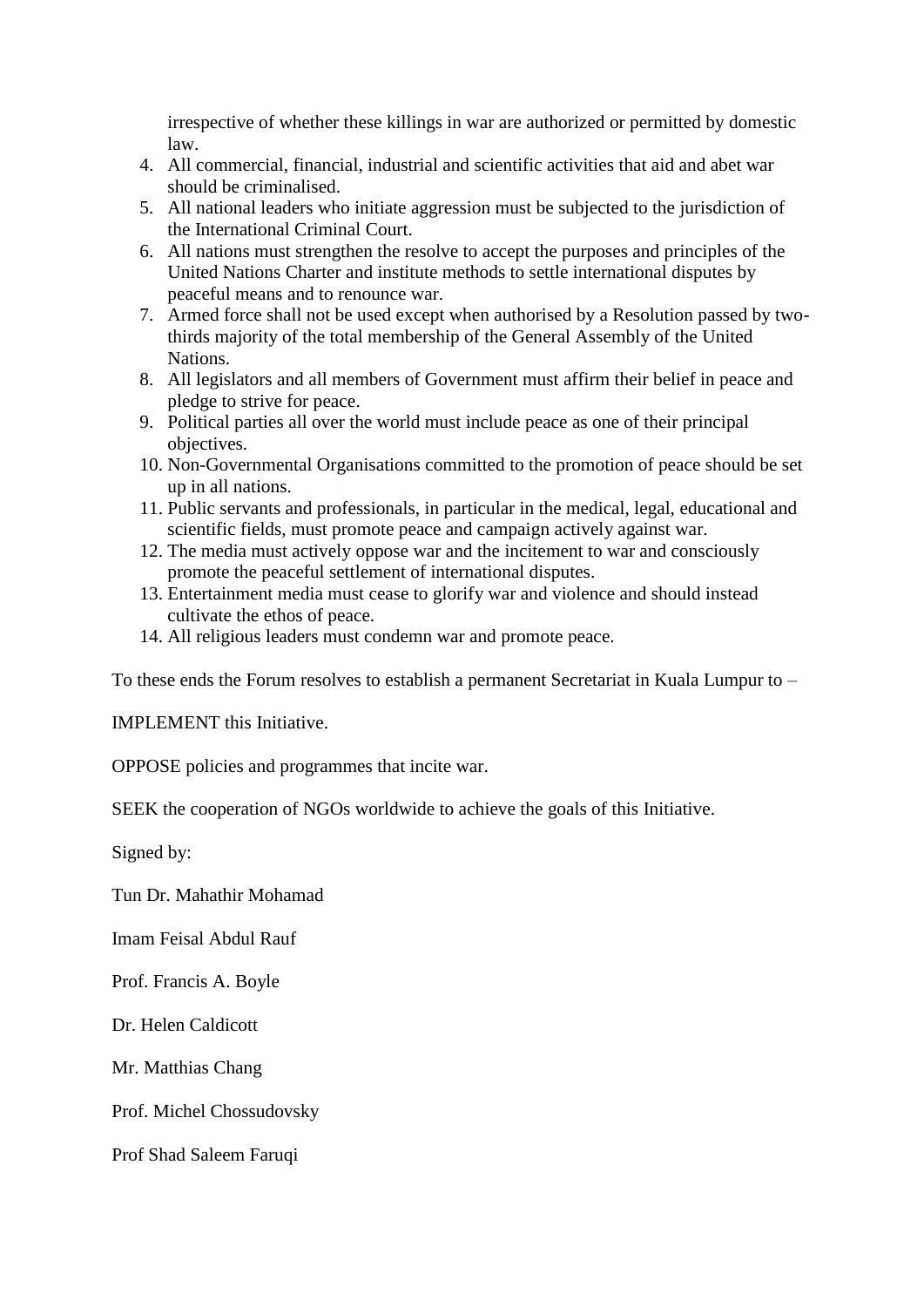irrespective of whether these killings in war are authorized or permitted by domestic law.

4. All commercial, financial, industrial and scientific activities that aid and abet war should be criminalised.
5. All national leaders who initiate aggression must be subjected to the jurisdiction of the International Criminal Court.
6. All nations must strengthen the resolve to accept the purposes and principles of the United Nations Charter and institute methods to settle international disputes by peaceful means and to renounce war.
7. Armed force shall not be used except when authorised by a Resolution passed by two-thirds majority of the total membership of the General Assembly of the United Nations.
8. All legislators and all members of Government must affirm their belief in peace and pledge to strive for peace.
9. Political parties all over the world must include peace as one of their principal objectives.
10. Non-Governmental Organisations committed to the promotion of peace should be set up in all nations.
11. Public servants and professionals, in particular in the medical, legal, educational and scientific fields, must promote peace and campaign actively against war.
12. The media must actively oppose war and the incitement to war and consciously promote the peaceful settlement of international disputes.
13. Entertainment media must cease to glorify war and violence and should instead cultivate the ethos of peace.
14. All religious leaders must condemn war and promote peace.

To these ends the Forum resolves to establish a permanent Secretariat in Kuala Lumpur to –

IMPLEMENT this Initiative.

OPPOSE policies and programmes that incite war.

SEEK the cooperation of NGOs worldwide to achieve the goals of this Initiative.

Signed by:

Tun Dr. Mahathir Mohamad

Imam Feisal Abdul Rauf

Prof. Francis A. Boyle

Dr. Helen Caldicott

Mr. Matthias Chang

Prof. Michel Chossudovsky

Prof Shad Saleem Faruqi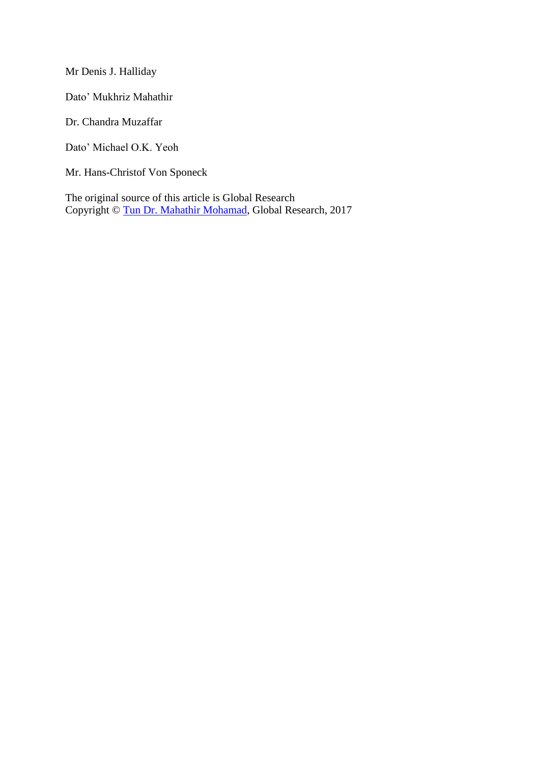Mr Denis J. Halliday

Dato' Mukhriz Mahathir

Dr. Chandra Muzaffar

Dato' Michael O.K. Yeoh

Mr. Hans-Christof Von Sponeck

The original source of this article is Global Research
Copyright © Tun Dr. Mahathir Mohamad, Global Research, 2017